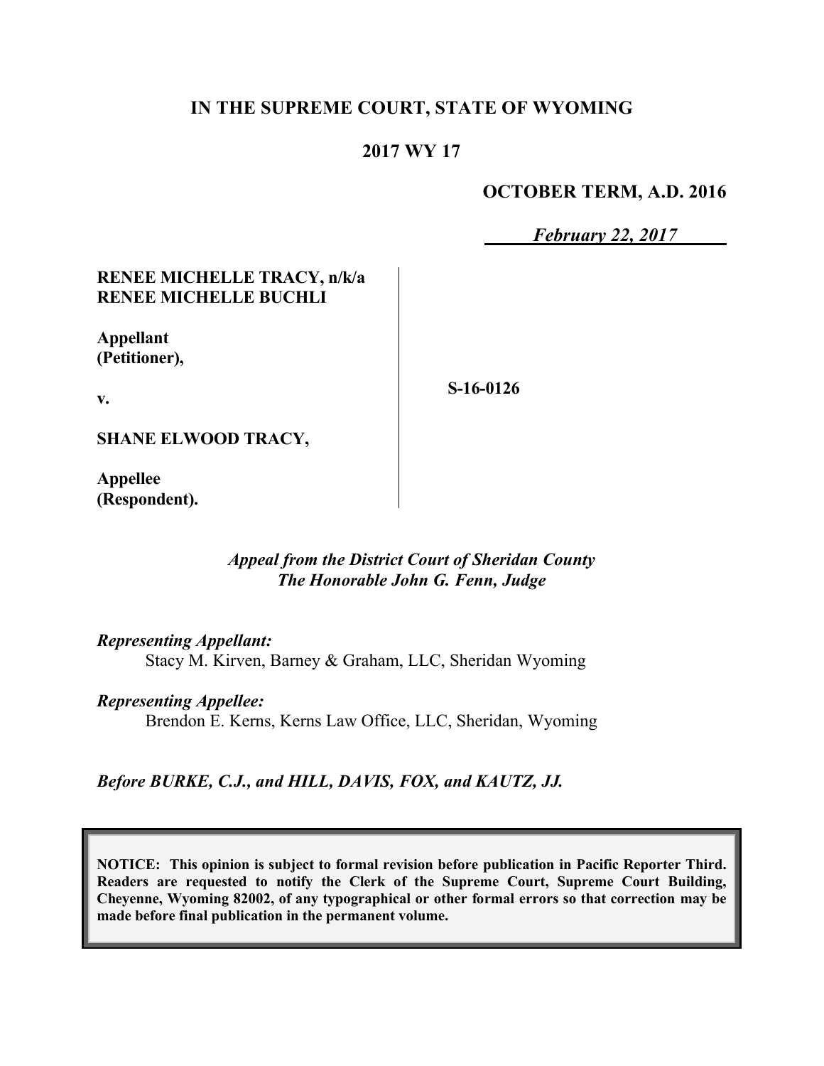**IN THE SUPREME COURT, STATE OF WYOMING**

**2017 WY 17**

**OCTOBER TERM, A.D. 2016**

***February 22, 2017***

| | |
|---|---|
| **RENEE MICHELLE TRACY, n/k/a RENEE MICHELLE BUCHLI**<br><br>**Appellant (Petitioner),**<br><br>**v.**<br><br>**SHANE ELWOOD TRACY,**<br><br>**Appellee (Respondent).** | **S-16-0126** |

*Appeal from the District Court of Sheridan County*
*The Honorable John G. Fenn, Judge*

*Representing Appellant:*
Stacy M. Kirven, Barney & Graham, LLC, Sheridan Wyoming

*Representing Appellee:*
Brendon E. Kerns, Kerns Law Office, LLC, Sheridan, Wyoming

*Before BURKE, C.J., and HILL, DAVIS, FOX, and KAUTZ, JJ.*

**NOTICE: This opinion is subject to formal revision before publication in Pacific Reporter Third. Readers are requested to notify the Clerk of the Supreme Court, Supreme Court Building, Cheyenne, Wyoming 82002, of any typographical or other formal errors so that correction may be made before final publication in the permanent volume.**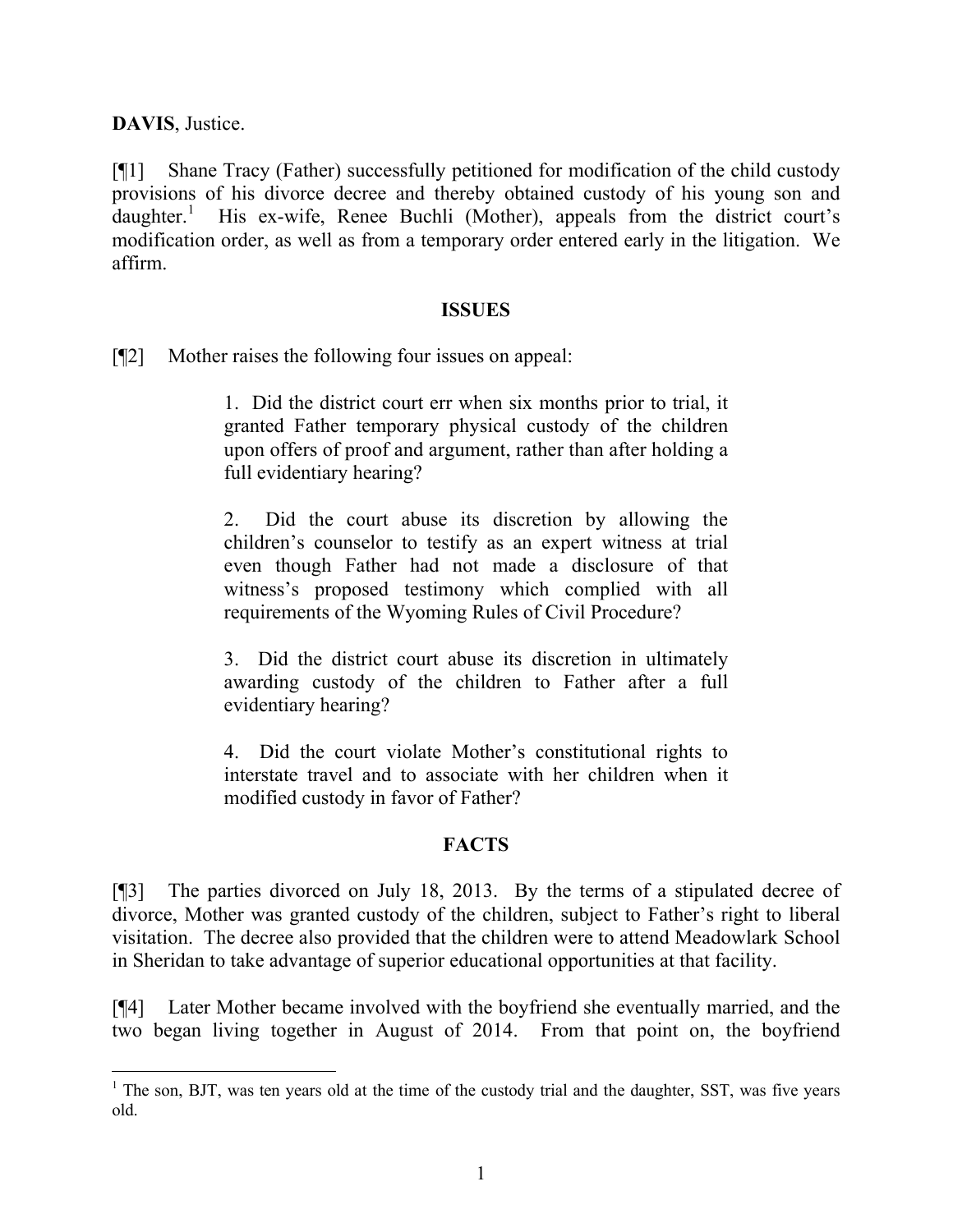**DAVIS**, Justice.

[¶1] Shane Tracy (Father) successfully petitioned for modification of the child custody provisions of his divorce decree and thereby obtained custody of his young son and daughter.[1] His ex-wife, Renee Buchli (Mother), appeals from the district court's modification order, as well as from a temporary order entered early in the litigation. We affirm.

## ISSUES

[¶2] Mother raises the following four issues on appeal:

> 1. Did the district court err when six months prior to trial, it granted Father temporary physical custody of the children upon offers of proof and argument, rather than after holding a full evidentiary hearing?
>
> 2. Did the court abuse its discretion by allowing the children's counselor to testify as an expert witness at trial even though Father had not made a disclosure of that witness's proposed testimony which complied with all requirements of the Wyoming Rules of Civil Procedure?
>
> 3. Did the district court abuse its discretion in ultimately awarding custody of the children to Father after a full evidentiary hearing?
>
> 4. Did the court violate Mother's constitutional rights to interstate travel and to associate with her children when it modified custody in favor of Father?

## FACTS

[¶3] The parties divorced on July 18, 2013. By the terms of a stipulated decree of divorce, Mother was granted custody of the children, subject to Father's right to liberal visitation. The decree also provided that the children were to attend Meadowlark School in Sheridan to take advantage of superior educational opportunities at that facility.

[¶4] Later Mother became involved with the boyfriend she eventually married, and the two began living together in August of 2014. From that point on, the boyfriend

---

[1] The son, BJT, was ten years old at the time of the custody trial and the daughter, SST, was five years old.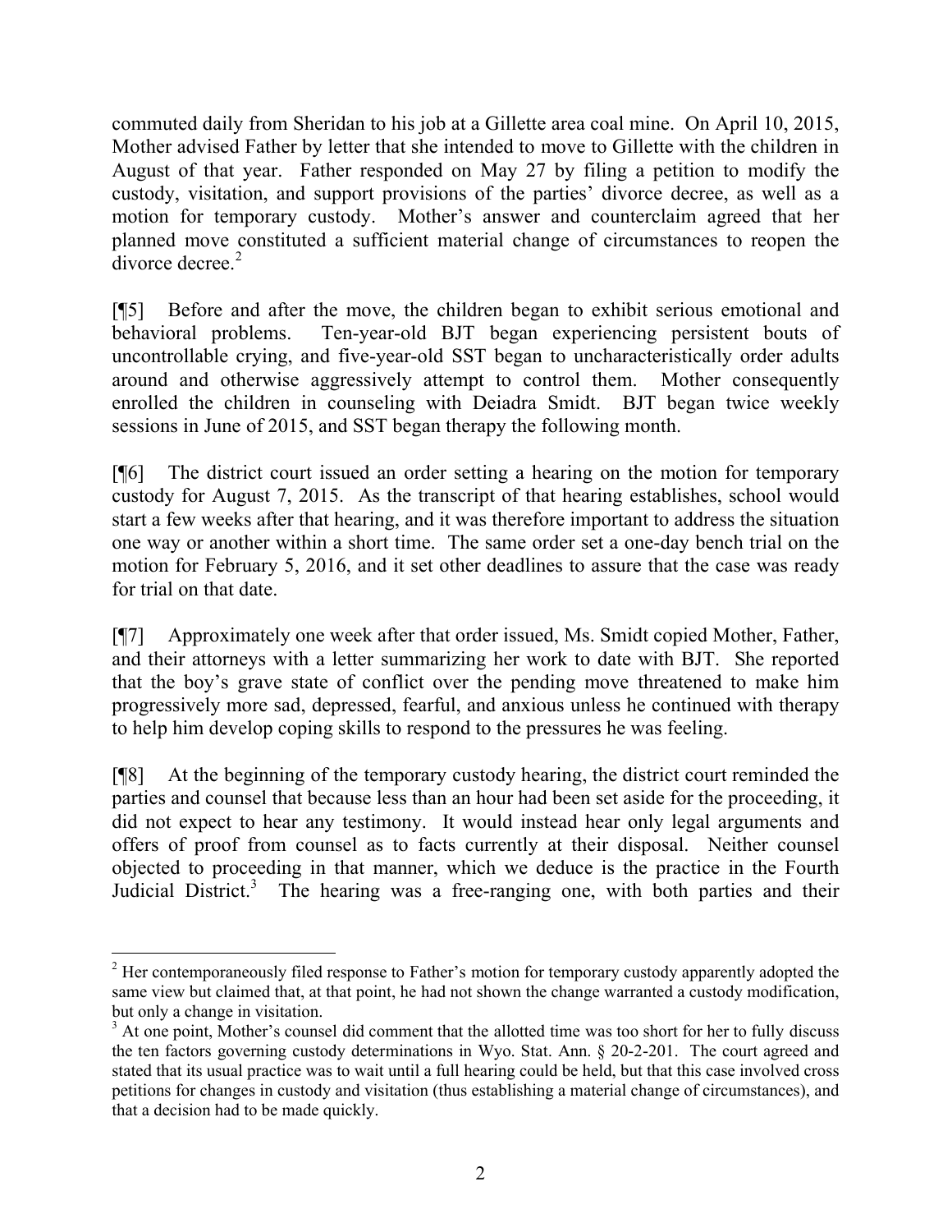commuted daily from Sheridan to his job at a Gillette area coal mine. On April 10, 2015, Mother advised Father by letter that she intended to move to Gillette with the children in August of that year. Father responded on May 27 by filing a petition to modify the custody, visitation, and support provisions of the parties' divorce decree, as well as a motion for temporary custody. Mother's answer and counterclaim agreed that her planned move constituted a sufficient material change of circumstances to reopen the divorce decree.[2]

[¶5] Before and after the move, the children began to exhibit serious emotional and behavioral problems. Ten-year-old BJT began experiencing persistent bouts of uncontrollable crying, and five-year-old SST began to uncharacteristically order adults around and otherwise aggressively attempt to control them. Mother consequently enrolled the children in counseling with Deiadra Smidt. BJT began twice weekly sessions in June of 2015, and SST began therapy the following month.

[¶6] The district court issued an order setting a hearing on the motion for temporary custody for August 7, 2015. As the transcript of that hearing establishes, school would start a few weeks after that hearing, and it was therefore important to address the situation one way or another within a short time. The same order set a one-day bench trial on the motion for February 5, 2016, and it set other deadlines to assure that the case was ready for trial on that date.

[¶7] Approximately one week after that order issued, Ms. Smidt copied Mother, Father, and their attorneys with a letter summarizing her work to date with BJT. She reported that the boy's grave state of conflict over the pending move threatened to make him progressively more sad, depressed, fearful, and anxious unless he continued with therapy to help him develop coping skills to respond to the pressures he was feeling.

[¶8] At the beginning of the temporary custody hearing, the district court reminded the parties and counsel that because less than an hour had been set aside for the proceeding, it did not expect to hear any testimony. It would instead hear only legal arguments and offers of proof from counsel as to facts currently at their disposal. Neither counsel objected to proceeding in that manner, which we deduce is the practice in the Fourth Judicial District.[3] The hearing was a free-ranging one, with both parties and their

---

[2] Her contemporaneously filed response to Father's motion for temporary custody apparently adopted the same view but claimed that, at that point, he had not shown the change warranted a custody modification, but only a change in visitation.

[3] At one point, Mother's counsel did comment that the allotted time was too short for her to fully discuss the ten factors governing custody determinations in Wyo. Stat. Ann. § 20-2-201. The court agreed and stated that its usual practice was to wait until a full hearing could be held, but that this case involved cross petitions for changes in custody and visitation (thus establishing a material change of circumstances), and that a decision had to be made quickly.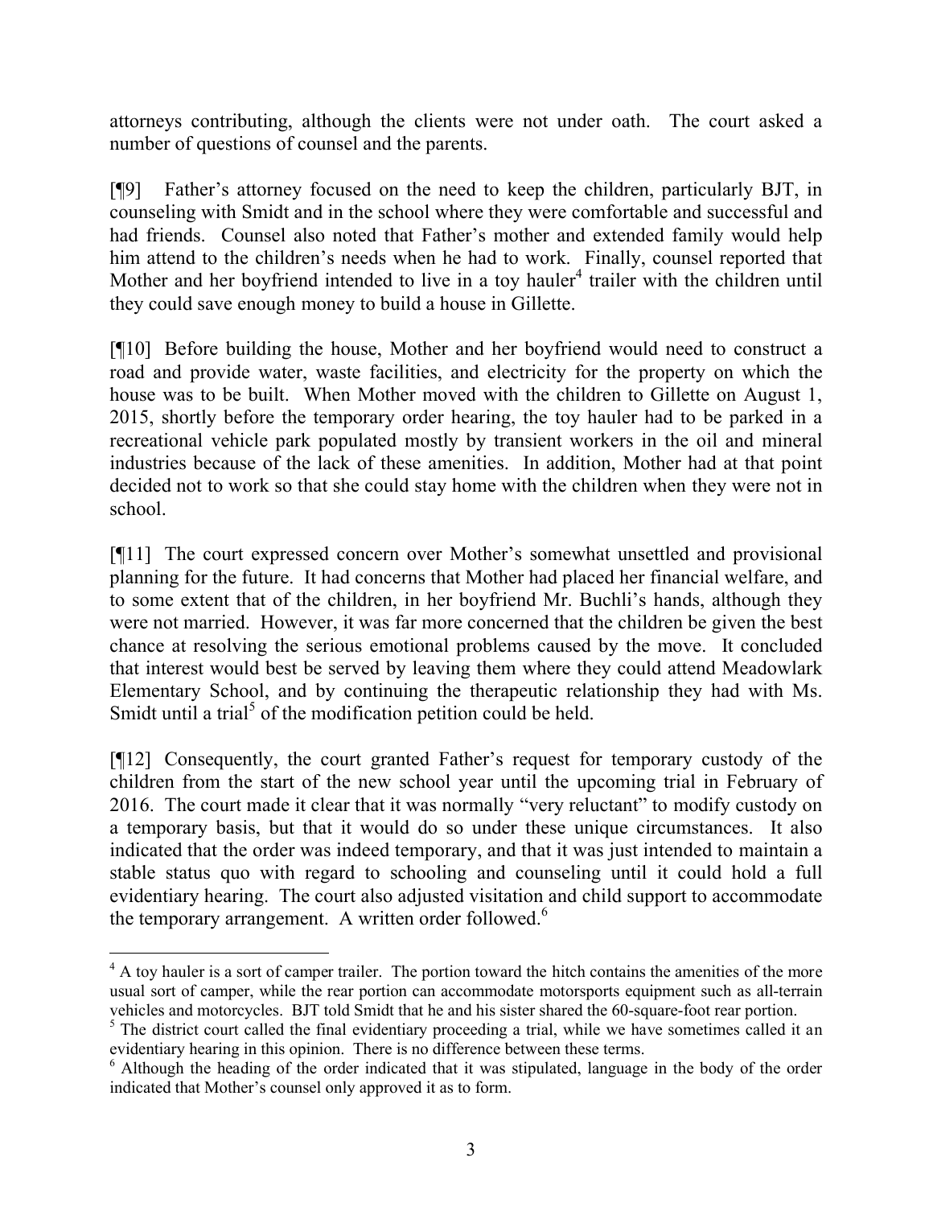attorneys contributing, although the clients were not under oath. The court asked a number of questions of counsel and the parents.

[¶9] Father's attorney focused on the need to keep the children, particularly BJT, in counseling with Smidt and in the school where they were comfortable and successful and had friends. Counsel also noted that Father's mother and extended family would help him attend to the children's needs when he had to work. Finally, counsel reported that Mother and her boyfriend intended to live in a toy hauler[4] trailer with the children until they could save enough money to build a house in Gillette.

[¶10] Before building the house, Mother and her boyfriend would need to construct a road and provide water, waste facilities, and electricity for the property on which the house was to be built. When Mother moved with the children to Gillette on August 1, 2015, shortly before the temporary order hearing, the toy hauler had to be parked in a recreational vehicle park populated mostly by transient workers in the oil and mineral industries because of the lack of these amenities. In addition, Mother had at that point decided not to work so that she could stay home with the children when they were not in school.

[¶11] The court expressed concern over Mother's somewhat unsettled and provisional planning for the future. It had concerns that Mother had placed her financial welfare, and to some extent that of the children, in her boyfriend Mr. Buchli's hands, although they were not married. However, it was far more concerned that the children be given the best chance at resolving the serious emotional problems caused by the move. It concluded that interest would best be served by leaving them where they could attend Meadowlark Elementary School, and by continuing the therapeutic relationship they had with Ms. Smidt until a trial[5] of the modification petition could be held.

[¶12] Consequently, the court granted Father's request for temporary custody of the children from the start of the new school year until the upcoming trial in February of 2016. The court made it clear that it was normally "very reluctant" to modify custody on a temporary basis, but that it would do so under these unique circumstances. It also indicated that the order was indeed temporary, and that it was just intended to maintain a stable status quo with regard to schooling and counseling until it could hold a full evidentiary hearing. The court also adjusted visitation and child support to accommodate the temporary arrangement. A written order followed.[6]

---

[4] A toy hauler is a sort of camper trailer. The portion toward the hitch contains the amenities of the more usual sort of camper, while the rear portion can accommodate motorsports equipment such as all-terrain vehicles and motorcycles. BJT told Smidt that he and his sister shared the 60-square-foot rear portion.

[5] The district court called the final evidentiary proceeding a trial, while we have sometimes called it an evidentiary hearing in this opinion. There is no difference between these terms.

[6] Although the heading of the order indicated that it was stipulated, language in the body of the order indicated that Mother's counsel only approved it as to form.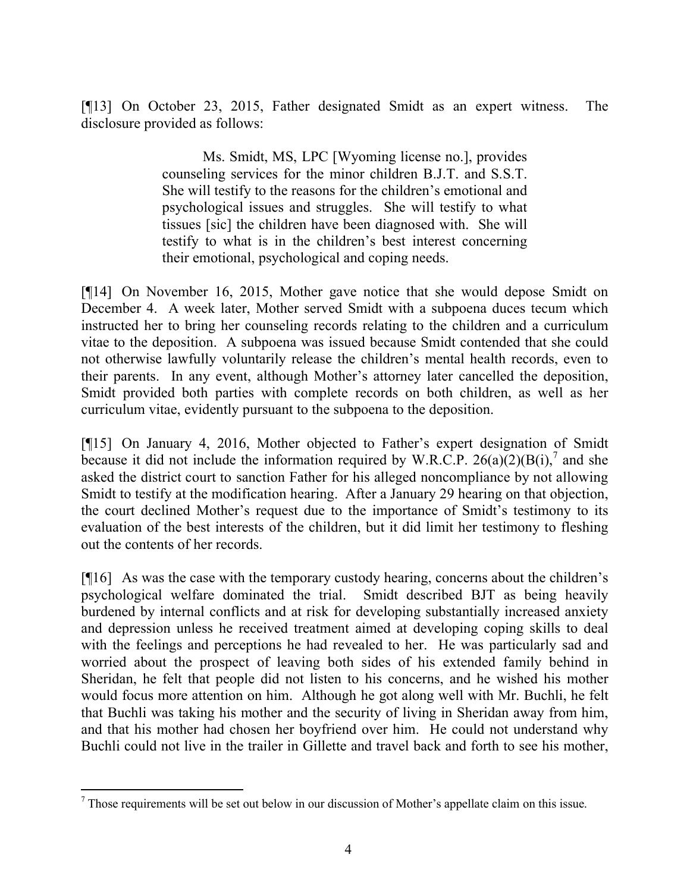[¶13] On October 23, 2015, Father designated Smidt as an expert witness. The disclosure provided as follows:

> Ms. Smidt, MS, LPC [Wyoming license no.], provides counseling services for the minor children B.J.T. and S.S.T. She will testify to the reasons for the children's emotional and psychological issues and struggles. She will testify to what tissues [sic] the children have been diagnosed with. She will testify to what is in the children's best interest concerning their emotional, psychological and coping needs.

[¶14] On November 16, 2015, Mother gave notice that she would depose Smidt on December 4. A week later, Mother served Smidt with a subpoena duces tecum which instructed her to bring her counseling records relating to the children and a curriculum vitae to the deposition. A subpoena was issued because Smidt contended that she could not otherwise lawfully voluntarily release the children's mental health records, even to their parents. In any event, although Mother's attorney later cancelled the deposition, Smidt provided both parties with complete records on both children, as well as her curriculum vitae, evidently pursuant to the subpoena to the deposition.

[¶15] On January 4, 2016, Mother objected to Father's expert designation of Smidt because it did not include the information required by W.R.C.P. 26(a)(2)(B(i),[7] and she asked the district court to sanction Father for his alleged noncompliance by not allowing Smidt to testify at the modification hearing. After a January 29 hearing on that objection, the court declined Mother's request due to the importance of Smidt's testimony to its evaluation of the best interests of the children, but it did limit her testimony to fleshing out the contents of her records.

[¶16] As was the case with the temporary custody hearing, concerns about the children's psychological welfare dominated the trial. Smidt described BJT as being heavily burdened by internal conflicts and at risk for developing substantially increased anxiety and depression unless he received treatment aimed at developing coping skills to deal with the feelings and perceptions he had revealed to her. He was particularly sad and worried about the prospect of leaving both sides of his extended family behind in Sheridan, he felt that people did not listen to his concerns, and he wished his mother would focus more attention on him. Although he got along well with Mr. Buchli, he felt that Buchli was taking his mother and the security of living in Sheridan away from him, and that his mother had chosen her boyfriend over him. He could not understand why Buchli could not live in the trailer in Gillette and travel back and forth to see his mother,

[7] Those requirements will be set out below in our discussion of Mother's appellate claim on this issue.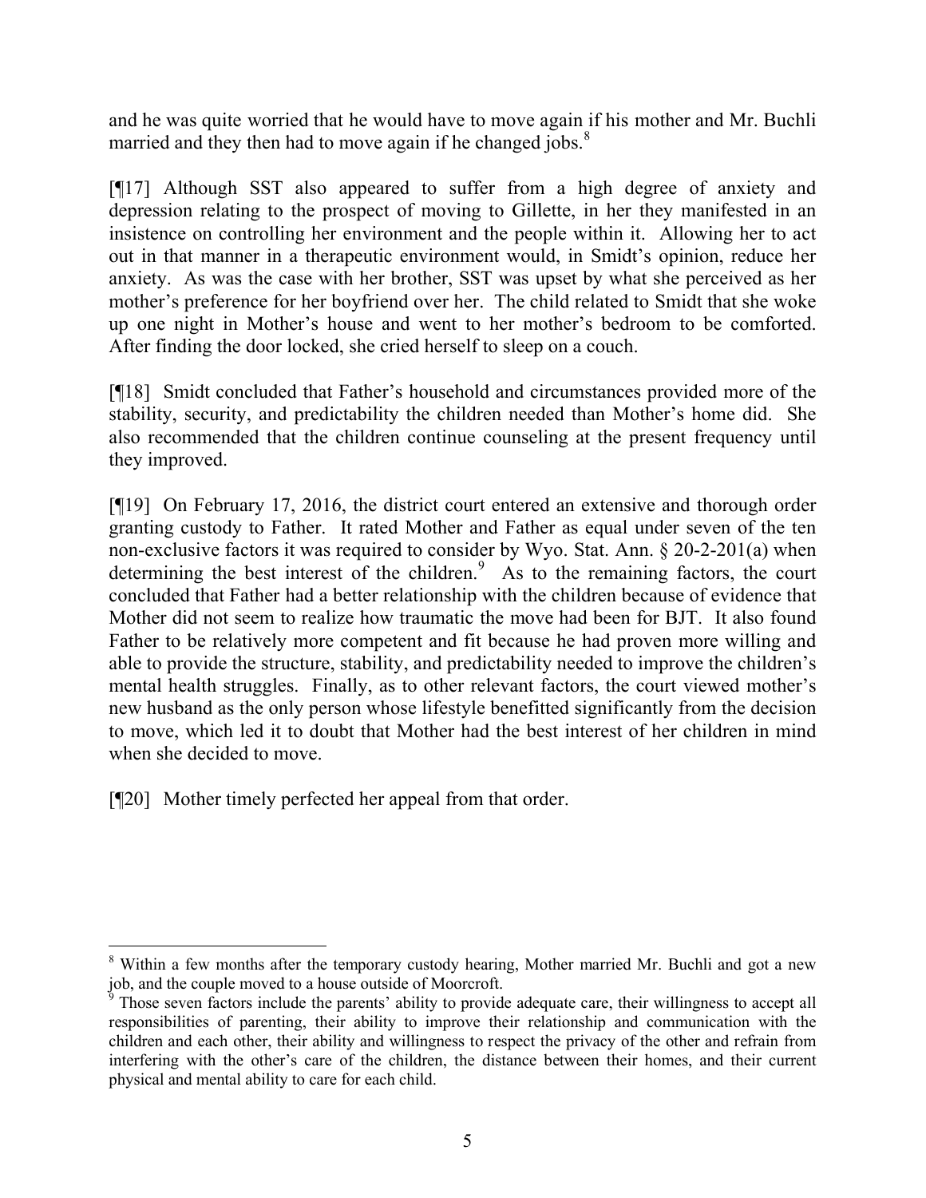and he was quite worried that he would have to move again if his mother and Mr. Buchli married and they then had to move again if he changed jobs.[8]

[¶17] Although SST also appeared to suffer from a high degree of anxiety and depression relating to the prospect of moving to Gillette, in her they manifested in an insistence on controlling her environment and the people within it. Allowing her to act out in that manner in a therapeutic environment would, in Smidt's opinion, reduce her anxiety. As was the case with her brother, SST was upset by what she perceived as her mother's preference for her boyfriend over her. The child related to Smidt that she woke up one night in Mother's house and went to her mother's bedroom to be comforted. After finding the door locked, she cried herself to sleep on a couch.

[¶18] Smidt concluded that Father's household and circumstances provided more of the stability, security, and predictability the children needed than Mother's home did. She also recommended that the children continue counseling at the present frequency until they improved.

[¶19] On February 17, 2016, the district court entered an extensive and thorough order granting custody to Father. It rated Mother and Father as equal under seven of the ten non-exclusive factors it was required to consider by Wyo. Stat. Ann. § 20-2-201(a) when determining the best interest of the children.[9] As to the remaining factors, the court concluded that Father had a better relationship with the children because of evidence that Mother did not seem to realize how traumatic the move had been for BJT. It also found Father to be relatively more competent and fit because he had proven more willing and able to provide the structure, stability, and predictability needed to improve the children's mental health struggles. Finally, as to other relevant factors, the court viewed mother's new husband as the only person whose lifestyle benefitted significantly from the decision to move, which led it to doubt that Mother had the best interest of her children in mind when she decided to move.

[¶20] Mother timely perfected her appeal from that order.

---

[8] Within a few months after the temporary custody hearing, Mother married Mr. Buchli and got a new job, and the couple moved to a house outside of Moorcroft.

[9] Those seven factors include the parents' ability to provide adequate care, their willingness to accept all responsibilities of parenting, their ability to improve their relationship and communication with the children and each other, their ability and willingness to respect the privacy of the other and refrain from interfering with the other's care of the children, the distance between their homes, and their current physical and mental ability to care for each child.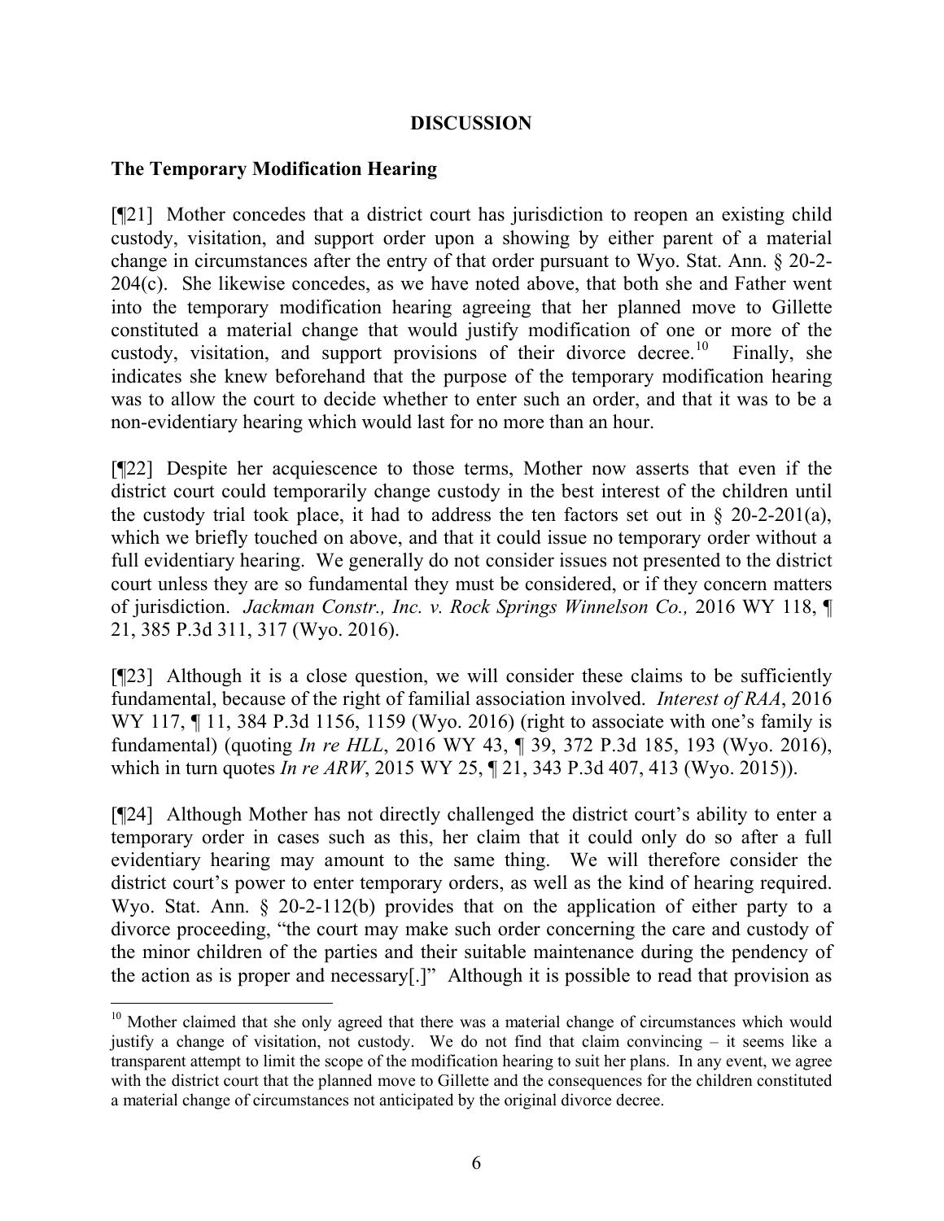## DISCUSSION

### The Temporary Modification Hearing

[¶21] Mother concedes that a district court has jurisdiction to reopen an existing child custody, visitation, and support order upon a showing by either parent of a material change in circumstances after the entry of that order pursuant to Wyo. Stat. Ann. § 20-2-204(c). She likewise concedes, as we have noted above, that both she and Father went into the temporary modification hearing agreeing that her planned move to Gillette constituted a material change that would justify modification of one or more of the custody, visitation, and support provisions of their divorce decree.[10] Finally, she indicates she knew beforehand that the purpose of the temporary modification hearing was to allow the court to decide whether to enter such an order, and that it was to be a non-evidentiary hearing which would last for no more than an hour.

[¶22] Despite her acquiescence to those terms, Mother now asserts that even if the district court could temporarily change custody in the best interest of the children until the custody trial took place, it had to address the ten factors set out in § 20-2-201(a), which we briefly touched on above, and that it could issue no temporary order without a full evidentiary hearing. We generally do not consider issues not presented to the district court unless they are so fundamental they must be considered, or if they concern matters of jurisdiction. *Jackman Constr., Inc. v. Rock Springs Winnelson Co.,* 2016 WY 118, ¶ 21, 385 P.3d 311, 317 (Wyo. 2016).

[¶23] Although it is a close question, we will consider these claims to be sufficiently fundamental, because of the right of familial association involved. *Interest of RAA*, 2016 WY 117, ¶ 11, 384 P.3d 1156, 1159 (Wyo. 2016) (right to associate with one's family is fundamental) (quoting *In re HLL*, 2016 WY 43, ¶ 39, 372 P.3d 185, 193 (Wyo. 2016), which in turn quotes *In re ARW*, 2015 WY 25, ¶ 21, 343 P.3d 407, 413 (Wyo. 2015)).

[¶24] Although Mother has not directly challenged the district court's ability to enter a temporary order in cases such as this, her claim that it could only do so after a full evidentiary hearing may amount to the same thing. We will therefore consider the district court's power to enter temporary orders, as well as the kind of hearing required. Wyo. Stat. Ann. § 20-2-112(b) provides that on the application of either party to a divorce proceeding, "the court may make such order concerning the care and custody of the minor children of the parties and their suitable maintenance during the pendency of the action as is proper and necessary[.]" Although it is possible to read that provision as

---

[10] Mother claimed that she only agreed that there was a material change of circumstances which would justify a change of visitation, not custody. We do not find that claim convincing – it seems like a transparent attempt to limit the scope of the modification hearing to suit her plans. In any event, we agree with the district court that the planned move to Gillette and the consequences for the children constituted a material change of circumstances not anticipated by the original divorce decree.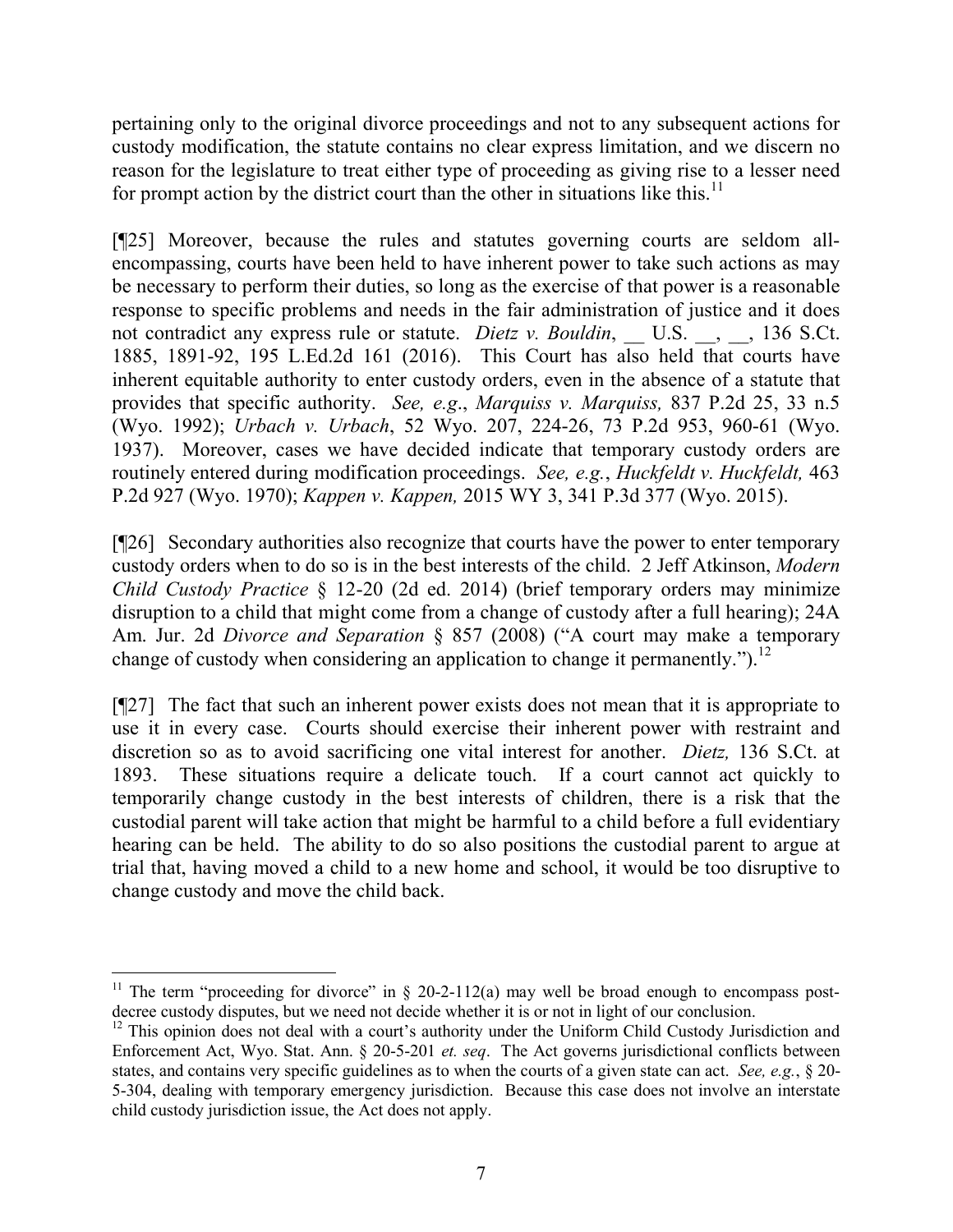pertaining only to the original divorce proceedings and not to any subsequent actions for custody modification, the statute contains no clear express limitation, and we discern no reason for the legislature to treat either type of proceeding as giving rise to a lesser need for prompt action by the district court than the other in situations like this.[11]

[¶25] Moreover, because the rules and statutes governing courts are seldom all-encompassing, courts have been held to have inherent power to take such actions as may be necessary to perform their duties, so long as the exercise of that power is a reasonable response to specific problems and needs in the fair administration of justice and it does not contradict any express rule or statute. *Dietz v. Bouldin*, __ U.S. __, __, 136 S.Ct. 1885, 1891-92, 195 L.Ed.2d 161 (2016). This Court has also held that courts have inherent equitable authority to enter custody orders, even in the absence of a statute that provides that specific authority. *See, e.g.*, *Marquiss v. Marquiss,* 837 P.2d 25, 33 n.5 (Wyo. 1992); *Urbach v. Urbach*, 52 Wyo. 207, 224-26, 73 P.2d 953, 960-61 (Wyo. 1937). Moreover, cases we have decided indicate that temporary custody orders are routinely entered during modification proceedings. *See, e.g.*, *Huckfeldt v. Huckfeldt,* 463 P.2d 927 (Wyo. 1970); *Kappen v. Kappen,* 2015 WY 3, 341 P.3d 377 (Wyo. 2015).

[¶26] Secondary authorities also recognize that courts have the power to enter temporary custody orders when to do so is in the best interests of the child. 2 Jeff Atkinson, *Modern Child Custody Practice* § 12-20 (2d ed. 2014) (brief temporary orders may minimize disruption to a child that might come from a change of custody after a full hearing); 24A Am. Jur. 2d *Divorce and Separation* § 857 (2008) ("A court may make a temporary change of custody when considering an application to change it permanently.").[12]

[¶27] The fact that such an inherent power exists does not mean that it is appropriate to use it in every case. Courts should exercise their inherent power with restraint and discretion so as to avoid sacrificing one vital interest for another. *Dietz,* 136 S.Ct. at 1893. These situations require a delicate touch. If a court cannot act quickly to temporarily change custody in the best interests of children, there is a risk that the custodial parent will take action that might be harmful to a child before a full evidentiary hearing can be held. The ability to do so also positions the custodial parent to argue at trial that, having moved a child to a new home and school, it would be too disruptive to change custody and move the child back.

---

[11] The term "proceeding for divorce" in § 20-2-112(a) may well be broad enough to encompass post-decree custody disputes, but we need not decide whether it is or not in light of our conclusion.

[12] This opinion does not deal with a court's authority under the Uniform Child Custody Jurisdiction and Enforcement Act, Wyo. Stat. Ann. § 20-5-201 *et. seq*. The Act governs jurisdictional conflicts between states, and contains very specific guidelines as to when the courts of a given state can act. *See, e.g.*, § 20-5-304, dealing with temporary emergency jurisdiction. Because this case does not involve an interstate child custody jurisdiction issue, the Act does not apply.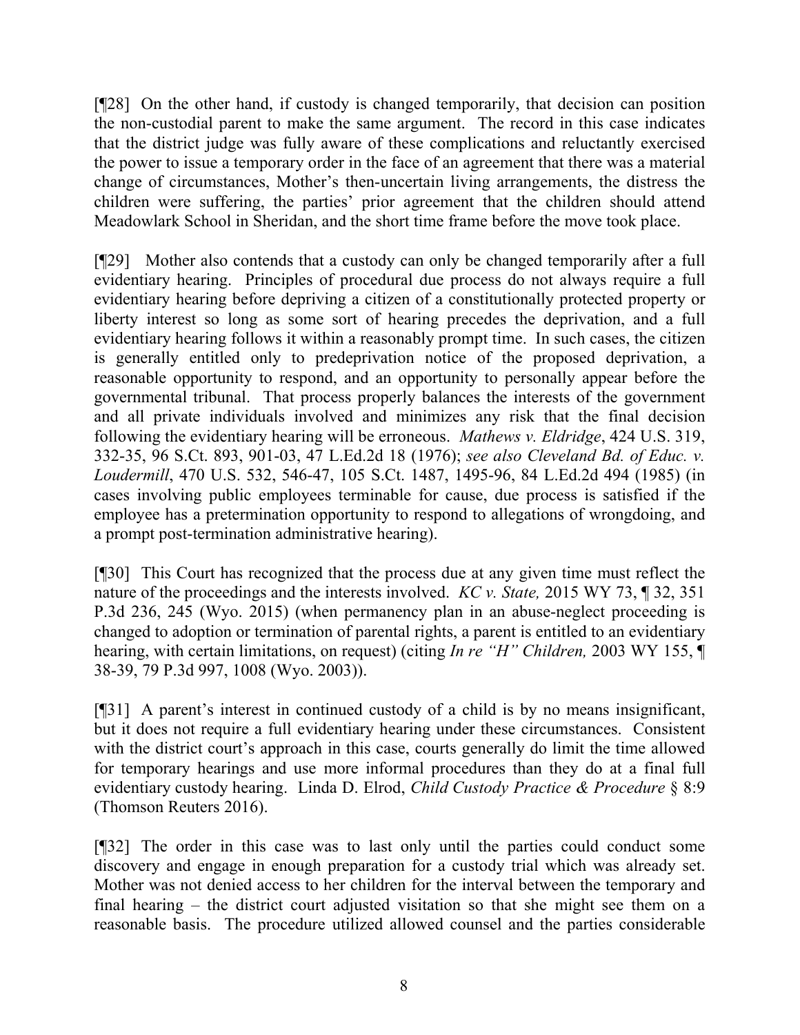[¶28] On the other hand, if custody is changed temporarily, that decision can position the non-custodial parent to make the same argument. The record in this case indicates that the district judge was fully aware of these complications and reluctantly exercised the power to issue a temporary order in the face of an agreement that there was a material change of circumstances, Mother's then-uncertain living arrangements, the distress the children were suffering, the parties' prior agreement that the children should attend Meadowlark School in Sheridan, and the short time frame before the move took place.

[¶29] Mother also contends that a custody can only be changed temporarily after a full evidentiary hearing. Principles of procedural due process do not always require a full evidentiary hearing before depriving a citizen of a constitutionally protected property or liberty interest so long as some sort of hearing precedes the deprivation, and a full evidentiary hearing follows it within a reasonably prompt time. In such cases, the citizen is generally entitled only to predeprivation notice of the proposed deprivation, a reasonable opportunity to respond, and an opportunity to personally appear before the governmental tribunal. That process properly balances the interests of the government and all private individuals involved and minimizes any risk that the final decision following the evidentiary hearing will be erroneous. *Mathews v. Eldridge*, 424 U.S. 319, 332-35, 96 S.Ct. 893, 901-03, 47 L.Ed.2d 18 (1976); *see also Cleveland Bd. of Educ. v. Loudermill*, 470 U.S. 532, 546-47, 105 S.Ct. 1487, 1495-96, 84 L.Ed.2d 494 (1985) (in cases involving public employees terminable for cause, due process is satisfied if the employee has a pretermination opportunity to respond to allegations of wrongdoing, and a prompt post-termination administrative hearing).

[¶30] This Court has recognized that the process due at any given time must reflect the nature of the proceedings and the interests involved. *KC v. State,* 2015 WY 73, ¶ 32, 351 P.3d 236, 245 (Wyo. 2015) (when permanency plan in an abuse-neglect proceeding is changed to adoption or termination of parental rights, a parent is entitled to an evidentiary hearing, with certain limitations, on request) (citing *In re "H" Children,* 2003 WY 155, ¶ 38-39, 79 P.3d 997, 1008 (Wyo. 2003)).

[¶31] A parent's interest in continued custody of a child is by no means insignificant, but it does not require a full evidentiary hearing under these circumstances. Consistent with the district court's approach in this case, courts generally do limit the time allowed for temporary hearings and use more informal procedures than they do at a final full evidentiary custody hearing. Linda D. Elrod, *Child Custody Practice & Procedure* § 8:9 (Thomson Reuters 2016).

[¶32] The order in this case was to last only until the parties could conduct some discovery and engage in enough preparation for a custody trial which was already set. Mother was not denied access to her children for the interval between the temporary and final hearing – the district court adjusted visitation so that she might see them on a reasonable basis. The procedure utilized allowed counsel and the parties considerable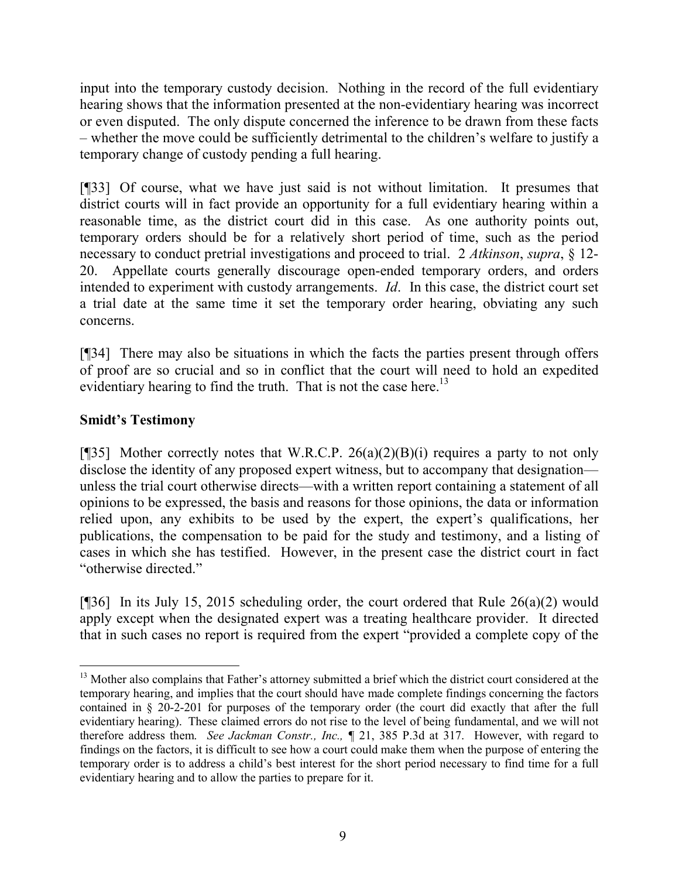input into the temporary custody decision. Nothing in the record of the full evidentiary hearing shows that the information presented at the non-evidentiary hearing was incorrect or even disputed. The only dispute concerned the inference to be drawn from these facts – whether the move could be sufficiently detrimental to the children's welfare to justify a temporary change of custody pending a full hearing.

[¶33] Of course, what we have just said is not without limitation. It presumes that district courts will in fact provide an opportunity for a full evidentiary hearing within a reasonable time, as the district court did in this case. As one authority points out, temporary orders should be for a relatively short period of time, such as the period necessary to conduct pretrial investigations and proceed to trial. 2 *Atkinson*, *supra*, § 12-20. Appellate courts generally discourage open-ended temporary orders, and orders intended to experiment with custody arrangements. *Id*. In this case, the district court set a trial date at the same time it set the temporary order hearing, obviating any such concerns.

[¶34] There may also be situations in which the facts the parties present through offers of proof are so crucial and so in conflict that the court will need to hold an expedited evidentiary hearing to find the truth. That is not the case here.[13]

**Smidt's Testimony**

[¶35] Mother correctly notes that W.R.C.P. 26(a)(2)(B)(i) requires a party to not only disclose the identity of any proposed expert witness, but to accompany that designation—unless the trial court otherwise directs—with a written report containing a statement of all opinions to be expressed, the basis and reasons for those opinions, the data or information relied upon, any exhibits to be used by the expert, the expert's qualifications, her publications, the compensation to be paid for the study and testimony, and a listing of cases in which she has testified. However, in the present case the district court in fact "otherwise directed."

[¶36] In its July 15, 2015 scheduling order, the court ordered that Rule 26(a)(2) would apply except when the designated expert was a treating healthcare provider. It directed that in such cases no report is required from the expert "provided a complete copy of the

[13] Mother also complains that Father's attorney submitted a brief which the district court considered at the temporary hearing, and implies that the court should have made complete findings concerning the factors contained in § 20-2-201 for purposes of the temporary order (the court did exactly that after the full evidentiary hearing). These claimed errors do not rise to the level of being fundamental, and we will not therefore address them. *See Jackman Constr., Inc.,* ¶ 21, 385 P.3d at 317. However, with regard to findings on the factors, it is difficult to see how a court could make them when the purpose of entering the temporary order is to address a child's best interest for the short period necessary to find time for a full evidentiary hearing and to allow the parties to prepare for it.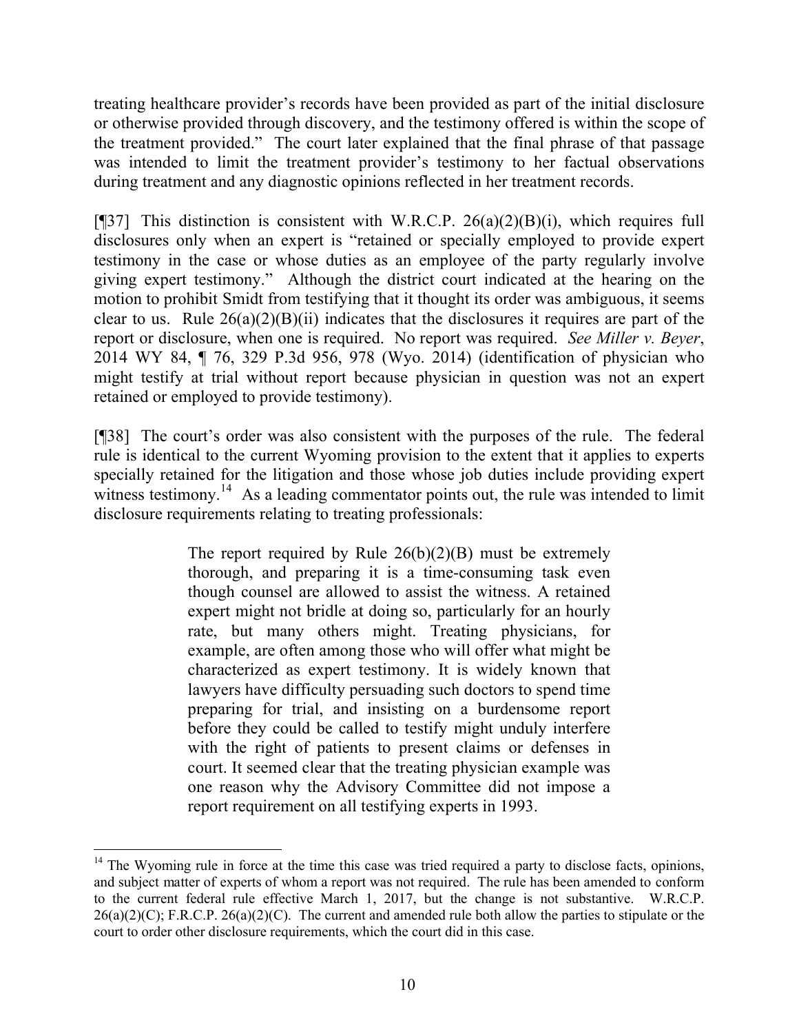treating healthcare provider's records have been provided as part of the initial disclosure or otherwise provided through discovery, and the testimony offered is within the scope of the treatment provided." The court later explained that the final phrase of that passage was intended to limit the treatment provider's testimony to her factual observations during treatment and any diagnostic opinions reflected in her treatment records.

[¶37] This distinction is consistent with W.R.C.P. 26(a)(2)(B)(i), which requires full disclosures only when an expert is "retained or specially employed to provide expert testimony in the case or whose duties as an employee of the party regularly involve giving expert testimony." Although the district court indicated at the hearing on the motion to prohibit Smidt from testifying that it thought its order was ambiguous, it seems clear to us. Rule 26(a)(2)(B)(ii) indicates that the disclosures it requires are part of the report or disclosure, when one is required. No report was required. *See Miller v. Beyer*, 2014 WY 84, ¶ 76, 329 P.3d 956, 978 (Wyo. 2014) (identification of physician who might testify at trial without report because physician in question was not an expert retained or employed to provide testimony).

[¶38] The court's order was also consistent with the purposes of the rule. The federal rule is identical to the current Wyoming provision to the extent that it applies to experts specially retained for the litigation and those whose job duties include providing expert witness testimony.[14] As a leading commentator points out, the rule was intended to limit disclosure requirements relating to treating professionals:

> The report required by Rule 26(b)(2)(B) must be extremely thorough, and preparing it is a time-consuming task even though counsel are allowed to assist the witness. A retained expert might not bridle at doing so, particularly for an hourly rate, but many others might. Treating physicians, for example, are often among those who will offer what might be characterized as expert testimony. It is widely known that lawyers have difficulty persuading such doctors to spend time preparing for trial, and insisting on a burdensome report before they could be called to testify might unduly interfere with the right of patients to present claims or defenses in court. It seemed clear that the treating physician example was one reason why the Advisory Committee did not impose a report requirement on all testifying experts in 1993.

---

[14] The Wyoming rule in force at the time this case was tried required a party to disclose facts, opinions, and subject matter of experts of whom a report was not required. The rule has been amended to conform to the current federal rule effective March 1, 2017, but the change is not substantive. W.R.C.P. 26(a)(2)(C); F.R.C.P. 26(a)(2)(C). The current and amended rule both allow the parties to stipulate or the court to order other disclosure requirements, which the court did in this case.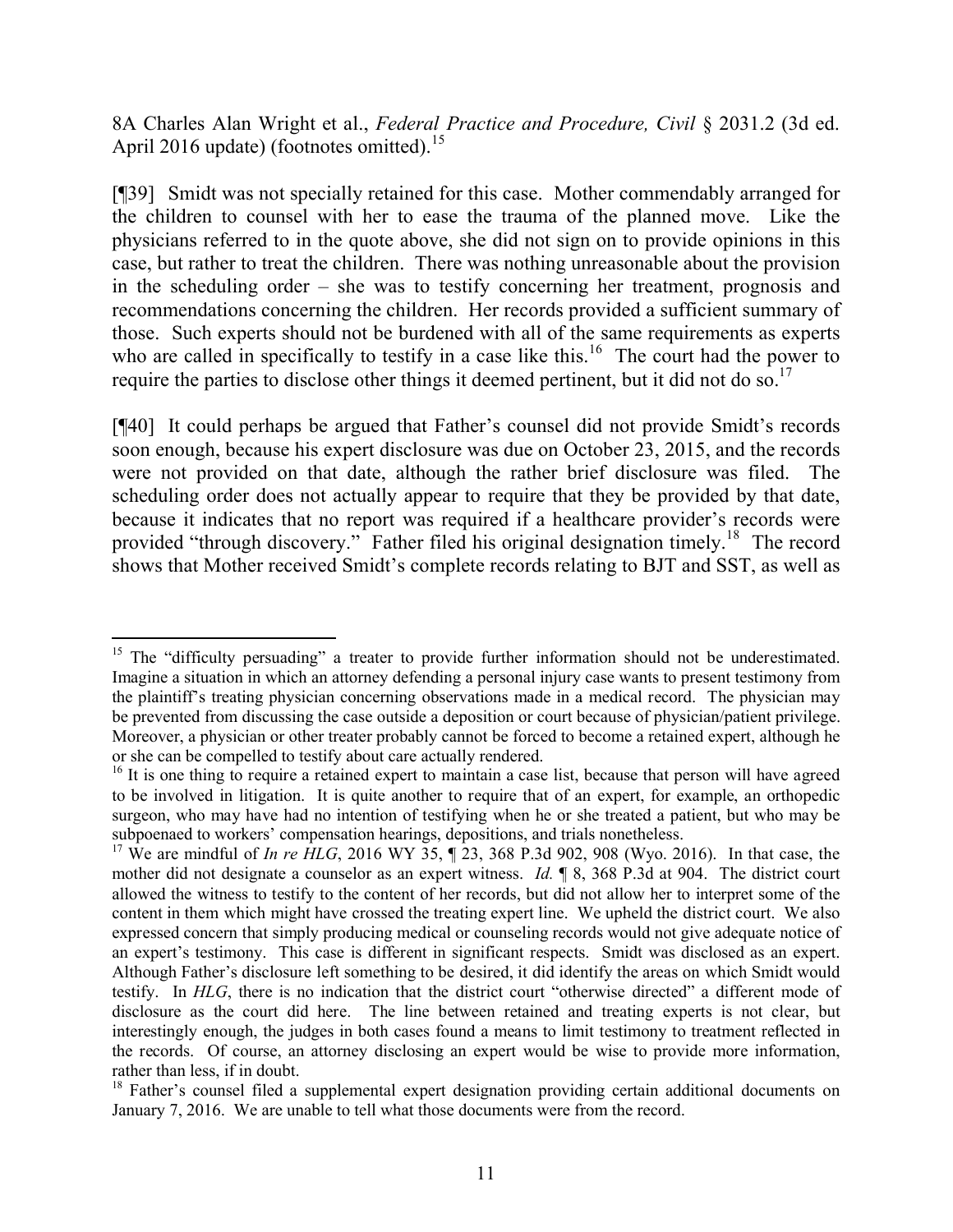8A Charles Alan Wright et al., *Federal Practice and Procedure, Civil* § 2031.2 (3d ed. April 2016 update) (footnotes omitted).[15]

[¶39] Smidt was not specially retained for this case. Mother commendably arranged for the children to counsel with her to ease the trauma of the planned move. Like the physicians referred to in the quote above, she did not sign on to provide opinions in this case, but rather to treat the children. There was nothing unreasonable about the provision in the scheduling order – she was to testify concerning her treatment, prognosis and recommendations concerning the children. Her records provided a sufficient summary of those. Such experts should not be burdened with all of the same requirements as experts who are called in specifically to testify in a case like this.[16] The court had the power to require the parties to disclose other things it deemed pertinent, but it did not do so.[17]

[¶40] It could perhaps be argued that Father's counsel did not provide Smidt's records soon enough, because his expert disclosure was due on October 23, 2015, and the records were not provided on that date, although the rather brief disclosure was filed. The scheduling order does not actually appear to require that they be provided by that date, because it indicates that no report was required if a healthcare provider's records were provided "through discovery." Father filed his original designation timely.[18] The record shows that Mother received Smidt's complete records relating to BJT and SST, as well as

---

[15] The "difficulty persuading" a treater to provide further information should not be underestimated. Imagine a situation in which an attorney defending a personal injury case wants to present testimony from the plaintiff's treating physician concerning observations made in a medical record. The physician may be prevented from discussing the case outside a deposition or court because of physician/patient privilege. Moreover, a physician or other treater probably cannot be forced to become a retained expert, although he or she can be compelled to testify about care actually rendered.

[16] It is one thing to require a retained expert to maintain a case list, because that person will have agreed to be involved in litigation. It is quite another to require that of an expert, for example, an orthopedic surgeon, who may have had no intention of testifying when he or she treated a patient, but who may be subpoenaed to workers' compensation hearings, depositions, and trials nonetheless.

[17] We are mindful of *In re HLG*, 2016 WY 35, ¶ 23, 368 P.3d 902, 908 (Wyo. 2016). In that case, the mother did not designate a counselor as an expert witness. *Id.* ¶ 8, 368 P.3d at 904. The district court allowed the witness to testify to the content of her records, but did not allow her to interpret some of the content in them which might have crossed the treating expert line. We upheld the district court. We also expressed concern that simply producing medical or counseling records would not give adequate notice of an expert's testimony. This case is different in significant respects. Smidt was disclosed as an expert. Although Father's disclosure left something to be desired, it did identify the areas on which Smidt would testify. In *HLG*, there is no indication that the district court "otherwise directed" a different mode of disclosure as the court did here. The line between retained and treating experts is not clear, but interestingly enough, the judges in both cases found a means to limit testimony to treatment reflected in the records. Of course, an attorney disclosing an expert would be wise to provide more information, rather than less, if in doubt.

[18] Father's counsel filed a supplemental expert designation providing certain additional documents on January 7, 2016. We are unable to tell what those documents were from the record.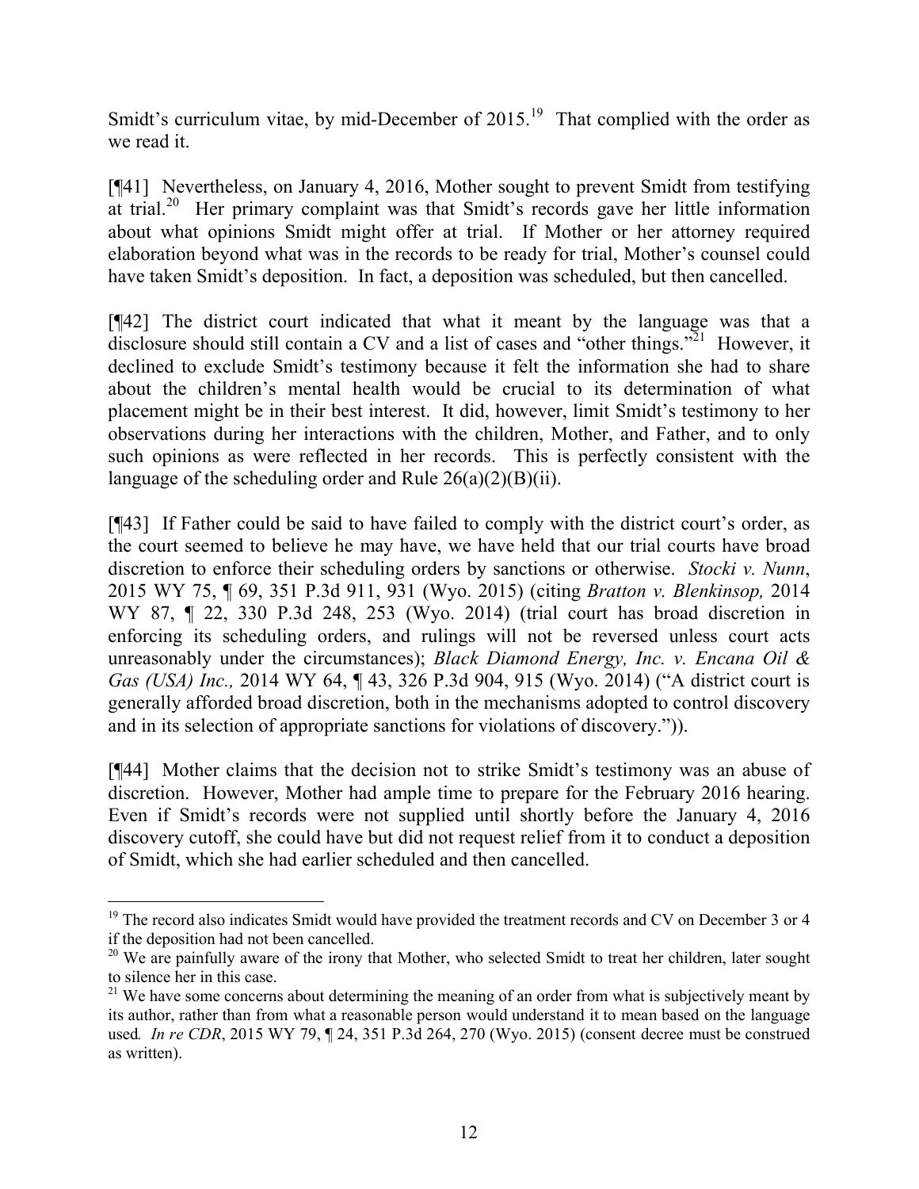Smidt's curriculum vitae, by mid-December of 2015.[19] That complied with the order as we read it.

[¶41] Nevertheless, on January 4, 2016, Mother sought to prevent Smidt from testifying at trial.[20] Her primary complaint was that Smidt's records gave her little information about what opinions Smidt might offer at trial. If Mother or her attorney required elaboration beyond what was in the records to be ready for trial, Mother's counsel could have taken Smidt's deposition. In fact, a deposition was scheduled, but then cancelled.

[¶42] The district court indicated that what it meant by the language was that a disclosure should still contain a CV and a list of cases and "other things."[21] However, it declined to exclude Smidt's testimony because it felt the information she had to share about the children's mental health would be crucial to its determination of what placement might be in their best interest. It did, however, limit Smidt's testimony to her observations during her interactions with the children, Mother, and Father, and to only such opinions as were reflected in her records. This is perfectly consistent with the language of the scheduling order and Rule 26(a)(2)(B)(ii).

[¶43] If Father could be said to have failed to comply with the district court's order, as the court seemed to believe he may have, we have held that our trial courts have broad discretion to enforce their scheduling orders by sanctions or otherwise. *Stocki v. Nunn*, 2015 WY 75, ¶ 69, 351 P.3d 911, 931 (Wyo. 2015) (citing *Bratton v. Blenkinsop,* 2014 WY 87, ¶ 22, 330 P.3d 248, 253 (Wyo. 2014) (trial court has broad discretion in enforcing its scheduling orders, and rulings will not be reversed unless court acts unreasonably under the circumstances); *Black Diamond Energy, Inc. v. Encana Oil & Gas (USA) Inc.,* 2014 WY 64, ¶ 43, 326 P.3d 904, 915 (Wyo. 2014) ("A district court is generally afforded broad discretion, both in the mechanisms adopted to control discovery and in its selection of appropriate sanctions for violations of discovery.")).

[¶44] Mother claims that the decision not to strike Smidt's testimony was an abuse of discretion. However, Mother had ample time to prepare for the February 2016 hearing. Even if Smidt's records were not supplied until shortly before the January 4, 2016 discovery cutoff, she could have but did not request relief from it to conduct a deposition of Smidt, which she had earlier scheduled and then cancelled.

---

[19] The record also indicates Smidt would have provided the treatment records and CV on December 3 or 4 if the deposition had not been cancelled.

[20] We are painfully aware of the irony that Mother, who selected Smidt to treat her children, later sought to silence her in this case.

[21] We have some concerns about determining the meaning of an order from what is subjectively meant by its author, rather than from what a reasonable person would understand it to mean based on the language used*. In re CDR*, 2015 WY 79, ¶ 24, 351 P.3d 264, 270 (Wyo. 2015) (consent decree must be construed as written).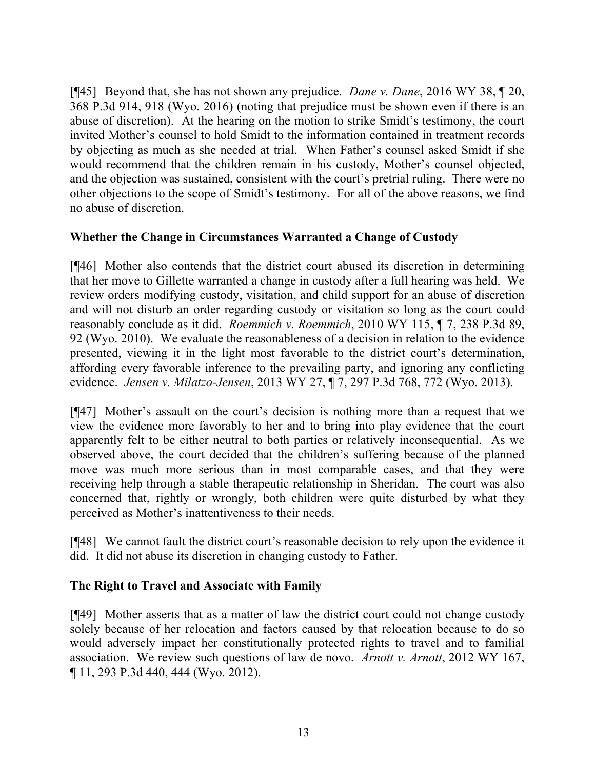[¶45] Beyond that, she has not shown any prejudice. *Dane v. Dane*, 2016 WY 38, ¶ 20, 368 P.3d 914, 918 (Wyo. 2016) (noting that prejudice must be shown even if there is an abuse of discretion). At the hearing on the motion to strike Smidt's testimony, the court invited Mother's counsel to hold Smidt to the information contained in treatment records by objecting as much as she needed at trial. When Father's counsel asked Smidt if she would recommend that the children remain in his custody, Mother's counsel objected, and the objection was sustained, consistent with the court's pretrial ruling. There were no other objections to the scope of Smidt's testimony. For all of the above reasons, we find no abuse of discretion.

### Whether the Change in Circumstances Warranted a Change of Custody

[¶46] Mother also contends that the district court abused its discretion in determining that her move to Gillette warranted a change in custody after a full hearing was held. We review orders modifying custody, visitation, and child support for an abuse of discretion and will not disturb an order regarding custody or visitation so long as the court could reasonably conclude as it did. *Roemmich v. Roemmich*, 2010 WY 115, ¶ 7, 238 P.3d 89, 92 (Wyo. 2010). We evaluate the reasonableness of a decision in relation to the evidence presented, viewing it in the light most favorable to the district court's determination, affording every favorable inference to the prevailing party, and ignoring any conflicting evidence. *Jensen v. Milatzo-Jensen*, 2013 WY 27, ¶ 7, 297 P.3d 768, 772 (Wyo. 2013).

[¶47] Mother's assault on the court's decision is nothing more than a request that we view the evidence more favorably to her and to bring into play evidence that the court apparently felt to be either neutral to both parties or relatively inconsequential. As we observed above, the court decided that the children's suffering because of the planned move was much more serious than in most comparable cases, and that they were receiving help through a stable therapeutic relationship in Sheridan. The court was also concerned that, rightly or wrongly, both children were quite disturbed by what they perceived as Mother's inattentiveness to their needs.

[¶48] We cannot fault the district court's reasonable decision to rely upon the evidence it did. It did not abuse its discretion in changing custody to Father.

### The Right to Travel and Associate with Family

[¶49] Mother asserts that as a matter of law the district court could not change custody solely because of her relocation and factors caused by that relocation because to do so would adversely impact her constitutionally protected rights to travel and to familial association. We review such questions of law de novo. *Arnott v. Arnott*, 2012 WY 167, ¶ 11, 293 P.3d 440, 444 (Wyo. 2012).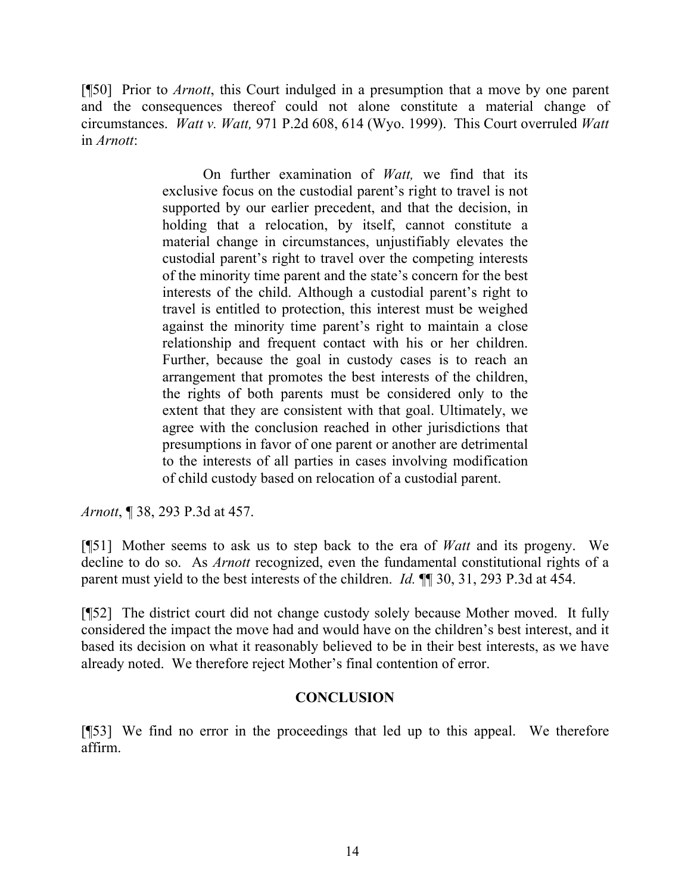[¶50] Prior to *Arnott*, this Court indulged in a presumption that a move by one parent and the consequences thereof could not alone constitute a material change of circumstances. *Watt v. Watt,* 971 P.2d 608, 614 (Wyo. 1999). This Court overruled *Watt* in *Arnott*:

> On further examination of *Watt,* we find that its exclusive focus on the custodial parent's right to travel is not supported by our earlier precedent, and that the decision, in holding that a relocation, by itself, cannot constitute a material change in circumstances, unjustifiably elevates the custodial parent's right to travel over the competing interests of the minority time parent and the state's concern for the best interests of the child. Although a custodial parent's right to travel is entitled to protection, this interest must be weighed against the minority time parent's right to maintain a close relationship and frequent contact with his or her children. Further, because the goal in custody cases is to reach an arrangement that promotes the best interests of the children, the rights of both parents must be considered only to the extent that they are consistent with that goal. Ultimately, we agree with the conclusion reached in other jurisdictions that presumptions in favor of one parent or another are detrimental to the interests of all parties in cases involving modification of child custody based on relocation of a custodial parent.

*Arnott*, ¶ 38, 293 P.3d at 457.

[¶51] Mother seems to ask us to step back to the era of *Watt* and its progeny. We decline to do so. As *Arnott* recognized, even the fundamental constitutional rights of a parent must yield to the best interests of the children. *Id.* ¶¶ 30, 31, 293 P.3d at 454.

[¶52] The district court did not change custody solely because Mother moved. It fully considered the impact the move had and would have on the children's best interest, and it based its decision on what it reasonably believed to be in their best interests, as we have already noted. We therefore reject Mother's final contention of error.

## CONCLUSION

[¶53] We find no error in the proceedings that led up to this appeal. We therefore affirm.